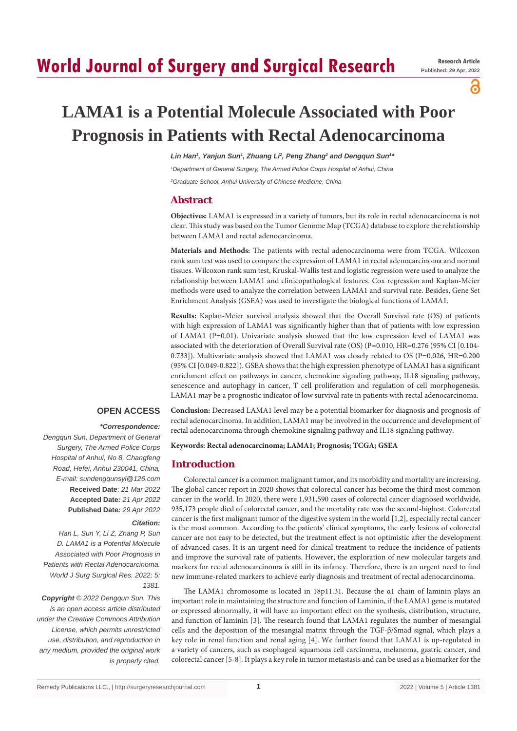# LAMA1 is a Potential Molecule Associated with Poor Prognosis in Patients with Rectal Adenocarcinoma

*Lin Han[1], Yanjun Sun[1], Zhuang Li[2], Peng Zhang[2] and Dengqun Sun[1]\**

*[1]Department of General Surgery, The Armed Police Corps Hospital of Anhui, China*

*[2]Graduate School, Anhui University of Chinese Medicine, China*

## Abstract

**Objectives:** LAMA1 is expressed in a variety of tumors, but its role in rectal adenocarcinoma is not clear. This study was based on the Tumor Genome Map (TCGA) database to explore the relationship between LAMA1 and rectal adenocarcinoma.

**Materials and Methods:** The patients with rectal adenocarcinoma were from TCGA. Wilcoxon rank sum test was used to compare the expression of LAMA1 in rectal adenocarcinoma and normal tissues. Wilcoxon rank sum test, Kruskal-Wallis test and logistic regression were used to analyze the relationship between LAMA1 and clinicopathological features. Cox regression and Kaplan-Meier methods were used to analyze the correlation between LAMA1 and survival rate. Besides, Gene Set Enrichment Analysis (GSEA) was used to investigate the biological functions of LAMA1.

**Results:** Kaplan-Meier survival analysis showed that the Overall Survival rate (OS) of patients with high expression of LAMA1 was significantly higher than that of patients with low expression of LAMA1 (P=0.01). Univariate analysis showed that the low expression level of LAMA1 was associated with the deterioration of Overall Survival rate (OS) (P=0.010, HR=0.276 (95% CI [0.104-0.733]). Multivariate analysis showed that LAMA1 was closely related to OS (P=0.026, HR=0.200 (95% CI [0.049-0.822]). GSEA shows that the high expression phenotype of LAMA1 has a significant enrichment effect on pathways in cancer, chemokine signaling pathway, IL18 signaling pathway, senescence and autophagy in cancer, T cell proliferation and regulation of cell morphogenesis. LAMA1 may be a prognostic indicator of low survival rate in patients with rectal adenocarcinoma.

**Conclusion:** Decreased LAMA1 level may be a potential biomarker for diagnosis and prognosis of rectal adenocarcinoma. In addition, LAMA1 may be involved in the occurrence and development of rectal adenocarcinoma through chemokine signaling pathway and IL18 signaling pathway.

**Keywords: Rectal adenocarcinoma; LAMA1; Prognosis; TCGA; GSEA**

**OPEN ACCESS**

***\*Correspondence:***

*Dengqun Sun, Department of General Surgery, The Armed Police Corps Hospital of Anhui, No 8, Changfeng Road, Hefei, Anhui 230041, China, E-mail: sundengqunsyl@126.com*

**Received Date**: *21 Mar 2022*

**Accepted Date***: 21 Apr 2022*

**Published Date***: 29 Apr 2022*

***Citation:***

*Han L, Sun Y, Li Z, Zhang P, Sun D. LAMA1 is a Potential Molecule Associated with Poor Prognosis in Patients with Rectal Adenocarcinoma. World J Surg Surgical Res. 2022; 5: 1381.*

***Copyright** © 2022 Dengqun Sun. This is an open access article distributed under the Creative Commons Attribution License, which permits unrestricted use, distribution, and reproduction in any medium, provided the original work is properly cited.*

## Introduction

Colorectal cancer is a common malignant tumor, and its morbidity and mortality are increasing. The global cancer report in 2020 shows that colorectal cancer has become the third most common cancer in the world. In 2020, there were 1,931,590 cases of colorectal cancer diagnosed worldwide, 935,173 people died of colorectal cancer, and the mortality rate was the second-highest. Colorectal cancer is the first malignant tumor of the digestive system in the world [1,2], especially rectal cancer is the most common. According to the patients' clinical symptoms, the early lesions of colorectal cancer are not easy to be detected, but the treatment effect is not optimistic after the development of advanced cases. It is an urgent need for clinical treatment to reduce the incidence of patients and improve the survival rate of patients. However, the exploration of new molecular targets and markers for rectal adenocarcinoma is still in its infancy. Therefore, there is an urgent need to find new immune-related markers to achieve early diagnosis and treatment of rectal adenocarcinoma.

The LAMA1 chromosome is located in 18p11.31. Because the α1 chain of laminin plays an important role in maintaining the structure and function of Laminin, if the LAMA1 gene is mutated or expressed abnormally, it will have an important effect on the synthesis, distribution, structure, and function of laminin [3]. The research found that LAMA1 regulates the number of mesangial cells and the deposition of the mesangial matrix through the TGF-β/Smad signal, which plays a key role in renal function and renal aging [4]. We further found that LAMA1 is up-regulated in a variety of cancers, such as esophageal squamous cell carcinoma, melanoma, gastric cancer, and colorectal cancer [5-8]. It plays a key role in tumor metastasis and can be used as a biomarker for the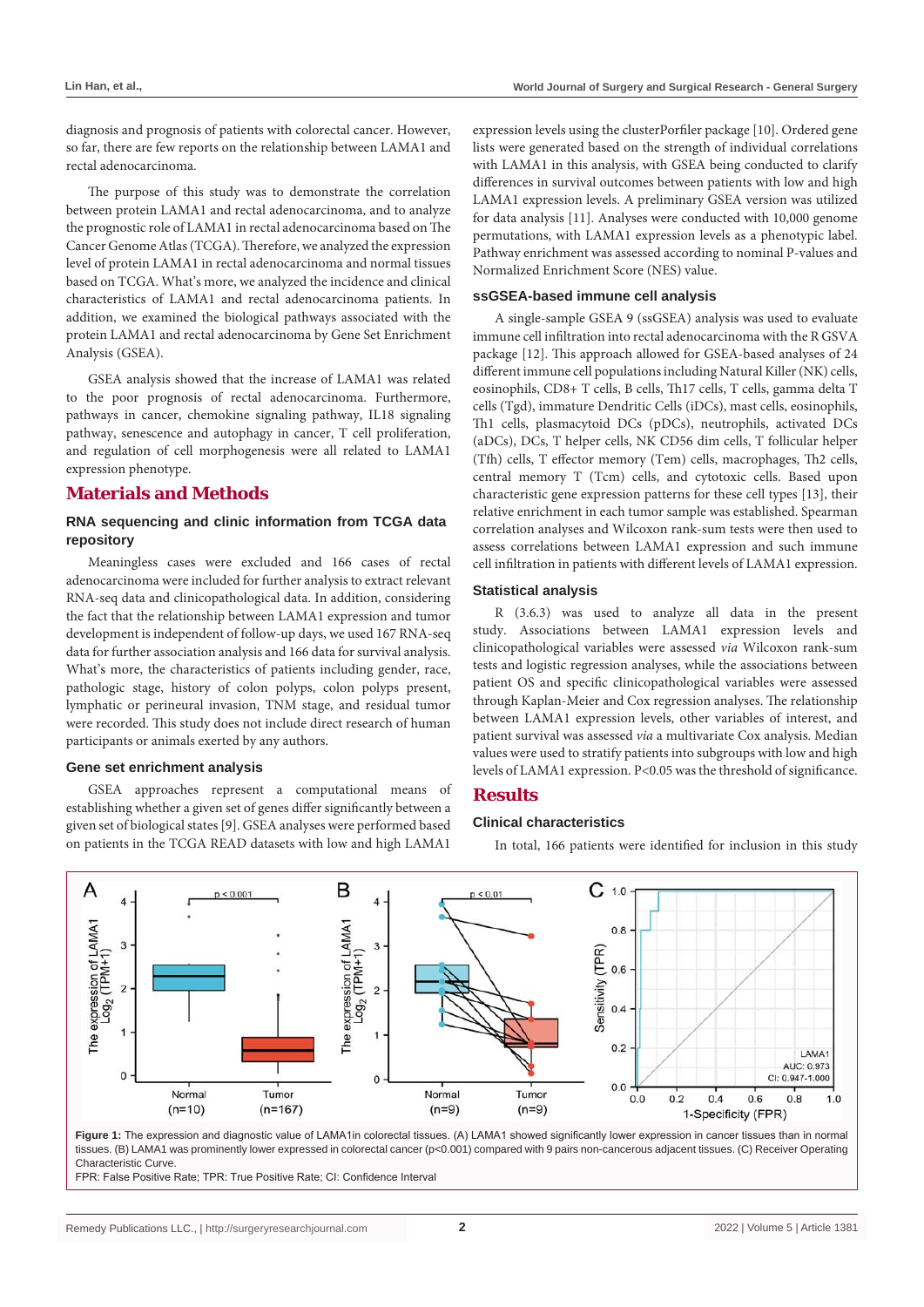diagnosis and prognosis of patients with colorectal cancer. However, so far, there are few reports on the relationship between LAMA1 and rectal adenocarcinoma.

The purpose of this study was to demonstrate the correlation between protein LAMA1 and rectal adenocarcinoma, and to analyze the prognostic role of LAMA1 in rectal adenocarcinoma based on The Cancer Genome Atlas (TCGA). Therefore, we analyzed the expression level of protein LAMA1 in rectal adenocarcinoma and normal tissues based on TCGA. What's more, we analyzed the incidence and clinical characteristics of LAMA1 and rectal adenocarcinoma patients. In addition, we examined the biological pathways associated with the protein LAMA1 and rectal adenocarcinoma by Gene Set Enrichment Analysis (GSEA).

GSEA analysis showed that the increase of LAMA1 was related to the poor prognosis of rectal adenocarcinoma. Furthermore, pathways in cancer, chemokine signaling pathway, IL18 signaling pathway, senescence and autophagy in cancer, T cell proliferation, and regulation of cell morphogenesis were all related to LAMA1 expression phenotype.

## Materials and Methods

### RNA sequencing and clinic information from TCGA data repository

Meaningless cases were excluded and 166 cases of rectal adenocarcinoma were included for further analysis to extract relevant RNA-seq data and clinicopathological data. In addition, considering the fact that the relationship between LAMA1 expression and tumor development is independent of follow-up days, we used 167 RNA-seq data for further association analysis and 166 data for survival analysis. What's more, the characteristics of patients including gender, race, pathologic stage, history of colon polyps, colon polyps present, lymphatic or perineural invasion, TNM stage, and residual tumor were recorded. This study does not include direct research of human participants or animals exerted by any authors.

### Gene set enrichment analysis

GSEA approaches represent a computational means of establishing whether a given set of genes differ significantly between a given set of biological states [9]. GSEA analyses were performed based on patients in the TCGA READ datasets with low and high LAMA1 expression levels using the clusterPorfiler package [10]. Ordered gene lists were generated based on the strength of individual correlations with LAMA1 in this analysis, with GSEA being conducted to clarify differences in survival outcomes between patients with low and high LAMA1 expression levels. A preliminary GSEA version was utilized for data analysis [11]. Analyses were conducted with 10,000 genome permutations, with LAMA1 expression levels as a phenotypic label. Pathway enrichment was assessed according to nominal P-values and Normalized Enrichment Score (NES) value.

### ssGSEA-based immune cell analysis

A single-sample GSEA 9 (ssGSEA) analysis was used to evaluate immune cell infiltration into rectal adenocarcinoma with the R GSVA package [12]. This approach allowed for GSEA-based analyses of 24 different immune cell populations including Natural Killer (NK) cells, eosinophils, CD8+ T cells, B cells, Th17 cells, T cells, gamma delta T cells (Tgd), immature Dendritic Cells (iDCs), mast cells, eosinophils, Th1 cells, plasmacytoid DCs (pDCs), neutrophils, activated DCs (aDCs), DCs, T helper cells, NK CD56 dim cells, T follicular helper (Tfh) cells, T effector memory (Tem) cells, macrophages, Th2 cells, central memory T (Tcm) cells, and cytotoxic cells. Based upon characteristic gene expression patterns for these cell types [13], their relative enrichment in each tumor sample was established. Spearman correlation analyses and Wilcoxon rank-sum tests were then used to assess correlations between LAMA1 expression and such immune cell infiltration in patients with different levels of LAMA1 expression.

### Statistical analysis

R (3.6.3) was used to analyze all data in the present study. Associations between LAMA1 expression levels and clinicopathological variables were assessed *via* Wilcoxon rank-sum tests and logistic regression analyses, while the associations between patient OS and specific clinicopathological variables were assessed through Kaplan-Meier and Cox regression analyses. The relationship between LAMA1 expression levels, other variables of interest, and patient survival was assessed *via* a multivariate Cox analysis. Median values were used to stratify patients into subgroups with low and high levels of LAMA1 expression. P<0.05 was the threshold of significance.

## Results

### Clinical characteristics

In total, 166 patients were identified for inclusion in this study

**Figure 1:** The expression and diagnostic value of LAMA1in colorectal tissues. (A) LAMA1 showed significantly lower expression in cancer tissues than in normal tissues. (B) LAMA1 was prominently lower expressed in colorectal cancer (p<0.001) compared with 9 pairs non-cancerous adjacent tissues. (C) Receiver Operating Characteristic Curve.

FPR: False Positive Rate; TPR: True Positive Rate; CI: Confidence Interval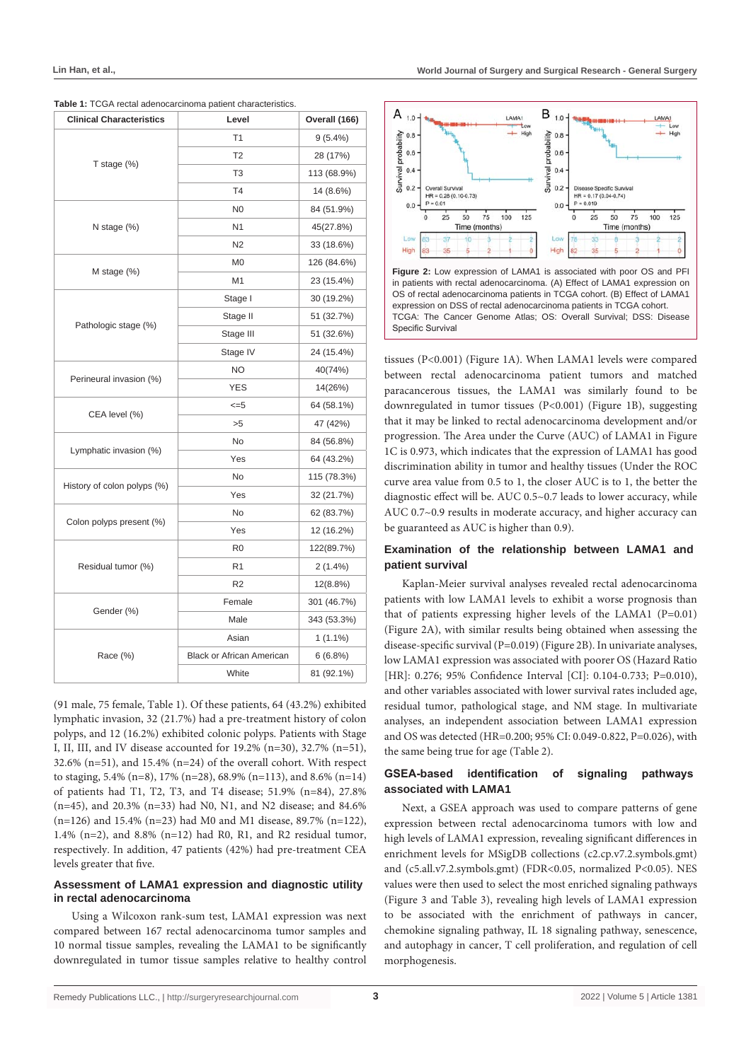**Table 1:** TCGA rectal adenocarcinoma patient characteristics.

| Clinical Characteristics | Level | Overall (166) |
|---|---|---|
| T stage (%) | T1 | 9 (5.4%) |
| | T2 | 28 (17%) |
| | T3 | 113 (68.9%) |
| | T4 | 14 (8.6%) |
| N stage (%) | N0 | 84 (51.9%) |
| | N1 | 45(27.8%) |
| | N2 | 33 (18.6%) |
| M stage (%) | M0 | 126 (84.6%) |
| | M1 | 23 (15.4%) |
| Pathologic stage (%) | Stage I | 30 (19.2%) |
| | Stage II | 51 (32.7%) |
| | Stage III | 51 (32.6%) |
| | Stage IV | 24 (15.4%) |
| Perineural invasion (%) | NO | 40(74%) |
| | YES | 14(26%) |
| CEA level (%) | <=5 | 64 (58.1%) |
| | >5 | 47 (42%) |
| Lymphatic invasion (%) | No | 84 (56.8%) |
| | Yes | 64 (43.2%) |
| History of colon polyps (%) | No | 115 (78.3%) |
| | Yes | 32 (21.7%) |
| Colon polyps present (%) | No | 62 (83.7%) |
| | Yes | 12 (16.2%) |
| Residual tumor (%) | R0 | 122(89.7%) |
| | R1 | 2 (1.4%) |
| | R2 | 12(8.8%) |
| Gender (%) | Female | 301 (46.7%) |
| | Male | 343 (53.3%) |
| Race (%) | Asian | 1 (1.1%) |
| | Black or African American | 6 (6.8%) |
| | White | 81 (92.1%) |

(91 male, 75 female, Table 1). Of these patients, 64 (43.2%) exhibited lymphatic invasion, 32 (21.7%) had a pre-treatment history of colon polyps, and 12 (16.2%) exhibited colonic polyps. Patients with Stage I, II, III, and IV disease accounted for 19.2% (n=30), 32.7% (n=51), 32.6% (n=51), and 15.4% (n=24) of the overall cohort. With respect to staging, 5.4% (n=8), 17% (n=28), 68.9% (n=113), and 8.6% (n=14) of patients had T1, T2, T3, and T4 disease; 51.9% (n=84), 27.8% (n=45), and 20.3% (n=33) had N0, N1, and N2 disease; and 84.6% (n=126) and 15.4% (n=23) had M0 and M1 disease, 89.7% (n=122), 1.4% (n=2), and 8.8% (n=12) had R0, R1, and R2 residual tumor, respectively. In addition, 47 patients (42%) had pre-treatment CEA levels greater that five.

### Assessment of LAMA1 expression and diagnostic utility in rectal adenocarcinoma

Using a Wilcoxon rank-sum test, LAMA1 expression was next compared between 167 rectal adenocarcinoma tumor samples and 10 normal tissue samples, revealing the LAMA1 to be significantly downregulated in tumor tissue samples relative to healthy control tissues (P<0.001) (Figure 1A). When LAMA1 levels were compared between rectal adenocarcinoma patient tumors and matched paracancerous tissues, the LAMA1 was similarly found to be downregulated in tumor tissues (P<0.001) (Figure 1B), suggesting that it may be linked to rectal adenocarcinoma development and/or progression. The Area under the Curve (AUC) of LAMA1 in Figure 1C is 0.973, which indicates that the expression of LAMA1 has good discrimination ability in tumor and healthy tissues (Under the ROC curve area value from 0.5 to 1, the closer AUC is to 1, the better the diagnostic effect will be. AUC 0.5~0.7 leads to lower accuracy, while AUC 0.7~0.9 results in moderate accuracy, and higher accuracy can be guaranteed as AUC is higher than 0.9).

**Figure 2:** Low expression of LAMA1 is associated with poor OS and PFI in patients with rectal adenocarcinoma. (A) Effect of LAMA1 expression on OS of rectal adenocarcinoma patients in TCGA cohort. (B) Effect of LAMA1 expression on DSS of rectal adenocarcinoma patients in TCGA cohort. TCGA: The Cancer Genome Atlas; OS: Overall Survival; DSS: Disease Specific Survival

### Examination of the relationship between LAMA1 and patient survival

Kaplan-Meier survival analyses revealed rectal adenocarcinoma patients with low LAMA1 levels to exhibit a worse prognosis than that of patients expressing higher levels of the LAMA1 (P=0.01) (Figure 2A), with similar results being obtained when assessing the disease-specific survival (P=0.019) (Figure 2B). In univariate analyses, low LAMA1 expression was associated with poorer OS (Hazard Ratio [HR]: 0.276; 95% Confidence Interval [CI]: 0.104-0.733; P=0.010), and other variables associated with lower survival rates included age, residual tumor, pathological stage, and NM stage. In multivariate analyses, an independent association between LAMA1 expression and OS was detected (HR=0.200; 95% CI: 0.049-0.822, P=0.026), with the same being true for age (Table 2).

### GSEA-based identification of signaling pathways associated with LAMA1

Next, a GSEA approach was used to compare patterns of gene expression between rectal adenocarcinoma tumors with low and high levels of LAMA1 expression, revealing significant differences in enrichment levels for MSigDB collections (c2.cp.v7.2.symbols.gmt) and (c5.all.v7.2.symbols.gmt) (FDR<0.05, normalized P<0.05). NES values were then used to select the most enriched signaling pathways (Figure 3 and Table 3), revealing high levels of LAMA1 expression to be associated with the enrichment of pathways in cancer, chemokine signaling pathway, IL 18 signaling pathway, senescence, and autophagy in cancer, T cell proliferation, and regulation of cell morphogenesis.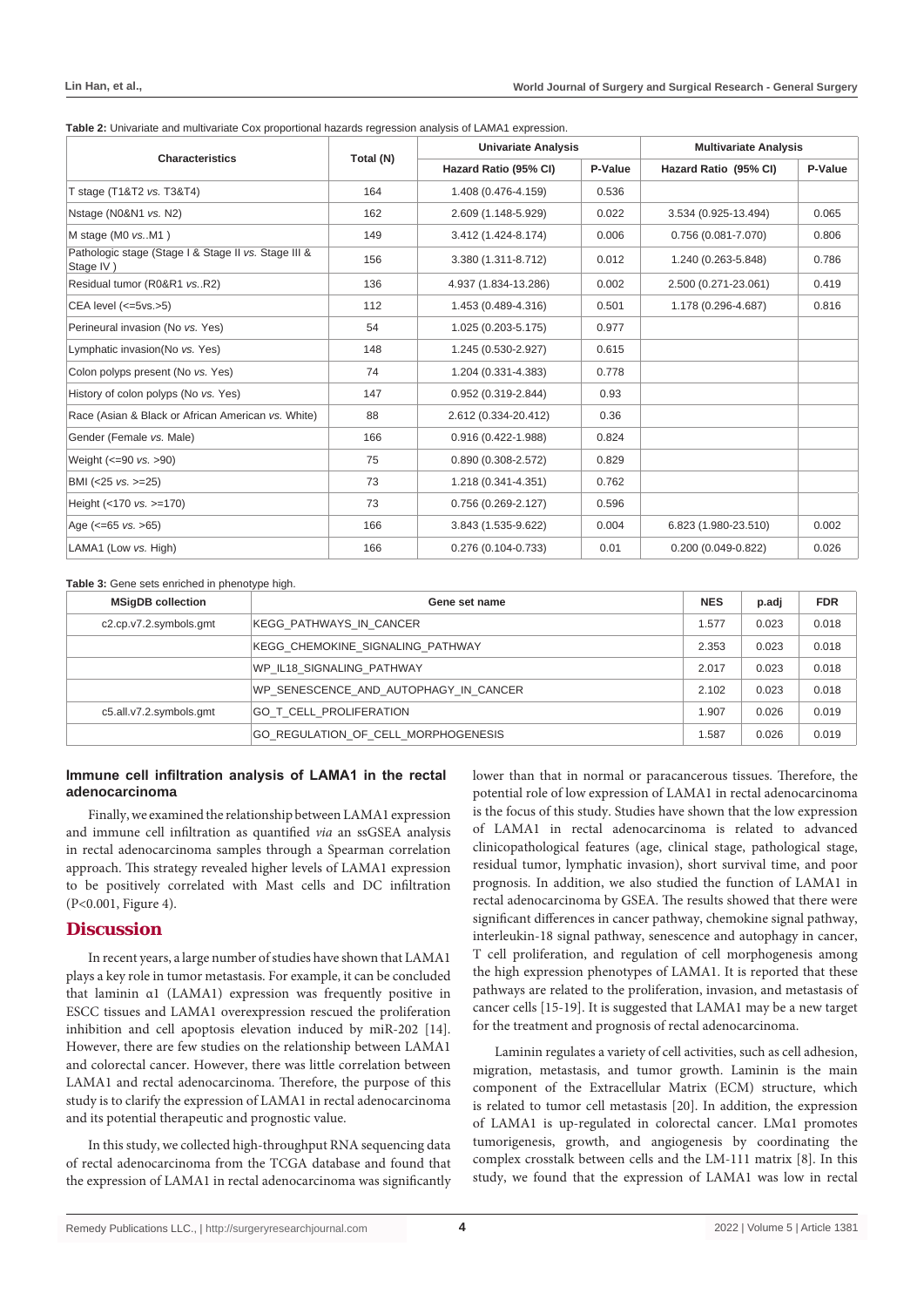**Table 2:** Univariate and multivariate Cox proportional hazards regression analysis of LAMA1 expression.

| Characteristics | Total (N) | Univariate Analysis | | Multivariate Analysis | |
|---|---|---|---|---|---|
| | | Hazard Ratio (95% CI) | P-Value | Hazard Ratio (95% CI) | P-Value |
| T stage (T1&T2 *vs.* T3&T4) | 164 | 1.408 (0.476-4.159) | 0.536 | | |
| Nstage (N0&N1 *vs.* N2) | 162 | 2.609 (1.148-5.929) | 0.022 | 3.534 (0.925-13.494) | 0.065 |
| M stage (M0 *vs.*.M1 ) | 149 | 3.412 (1.424-8.174) | 0.006 | 0.756 (0.081-7.070) | 0.806 |
| Pathologic stage (Stage I & Stage II *vs.* Stage III & Stage IV ) | 156 | 3.380 (1.311-8.712) | 0.012 | 1.240 (0.263-5.848) | 0.786 |
| Residual tumor (R0&R1 *vs.*.R2) | 136 | 4.937 (1.834-13.286) | 0.002 | 2.500 (0.271-23.061) | 0.419 |
| CEA level (<=5vs.>5) | 112 | 1.453 (0.489-4.316) | 0.501 | 1.178 (0.296-4.687) | 0.816 |
| Perineural invasion (No *vs.* Yes) | 54 | 1.025 (0.203-5.175) | 0.977 | | |
| Lymphatic invasion(No *vs.* Yes) | 148 | 1.245 (0.530-2.927) | 0.615 | | |
| Colon polyps present (No *vs.* Yes) | 74 | 1.204 (0.331-4.383) | 0.778 | | |
| History of colon polyps (No *vs.* Yes) | 147 | 0.952 (0.319-2.844) | 0.93 | | |
| Race (Asian & Black or African American *vs.* White) | 88 | 2.612 (0.334-20.412) | 0.36 | | |
| Gender (Female *vs.* Male) | 166 | 0.916 (0.422-1.988) | 0.824 | | |
| Weight (<=90 *vs.* >90) | 75 | 0.890 (0.308-2.572) | 0.829 | | |
| BMI (<25 *vs.* >=25) | 73 | 1.218 (0.341-4.351) | 0.762 | | |
| Height (<170 *vs.* >=170) | 73 | 0.756 (0.269-2.127) | 0.596 | | |
| Age (<=65 *vs.* >65) | 166 | 3.843 (1.535-9.622) | 0.004 | 6.823 (1.980-23.510) | 0.002 |
| LAMA1 (Low *vs.* High) | 166 | 0.276 (0.104-0.733) | 0.01 | 0.200 (0.049-0.822) | 0.026 |

**Table 3:** Gene sets enriched in phenotype high.

| MSigDB collection | Gene set name | NES | p.adj | FDR |
|---|---|---|---|---|
| c2.cp.v7.2.symbols.gmt | KEGG_PATHWAYS_IN_CANCER | 1.577 | 0.023 | 0.018 |
| | KEGG_CHEMOKINE_SIGNALING_PATHWAY | 2.353 | 0.023 | 0.018 |
| | WP_IL18_SIGNALING_PATHWAY | 2.017 | 0.023 | 0.018 |
| | WP_SENESCENCE_AND_AUTOPHAGY_IN_CANCER | 2.102 | 0.023 | 0.018 |
| c5.all.v7.2.symbols.gmt | GO_T_CELL_PROLIFERATION | 1.907 | 0.026 | 0.019 |
| | GO_REGULATION_OF_CELL_MORPHOGENESIS | 1.587 | 0.026 | 0.019 |

### Immune cell infiltration analysis of LAMA1 in the rectal adenocarcinoma

Finally, we examined the relationship between LAMA1 expression and immune cell infiltration as quantified *via* an ssGSEA analysis in rectal adenocarcinoma samples through a Spearman correlation approach. This strategy revealed higher levels of LAMA1 expression to be positively correlated with Mast cells and DC infiltration (P<0.001, Figure 4).

## Discussion

In recent years, a large number of studies have shown that LAMA1 plays a key role in tumor metastasis. For example, it can be concluded that laminin α1 (LAMA1) expression was frequently positive in ESCC tissues and LAMA1 overexpression rescued the proliferation inhibition and cell apoptosis elevation induced by miR-202 [14]. However, there are few studies on the relationship between LAMA1 and colorectal cancer. However, there was little correlation between LAMA1 and rectal adenocarcinoma. Therefore, the purpose of this study is to clarify the expression of LAMA1 in rectal adenocarcinoma and its potential therapeutic and prognostic value.

In this study, we collected high-throughput RNA sequencing data of rectal adenocarcinoma from the TCGA database and found that the expression of LAMA1 in rectal adenocarcinoma was significantly lower than that in normal or paracancerous tissues. Therefore, the potential role of low expression of LAMA1 in rectal adenocarcinoma is the focus of this study. Studies have shown that the low expression of LAMA1 in rectal adenocarcinoma is related to advanced clinicopathological features (age, clinical stage, pathological stage, residual tumor, lymphatic invasion), short survival time, and poor prognosis. In addition, we also studied the function of LAMA1 in rectal adenocarcinoma by GSEA. The results showed that there were significant differences in cancer pathway, chemokine signal pathway, interleukin-18 signal pathway, senescence and autophagy in cancer, T cell proliferation, and regulation of cell morphogenesis among the high expression phenotypes of LAMA1. It is reported that these pathways are related to the proliferation, invasion, and metastasis of cancer cells [15-19]. It is suggested that LAMA1 may be a new target for the treatment and prognosis of rectal adenocarcinoma.

Laminin regulates a variety of cell activities, such as cell adhesion, migration, metastasis, and tumor growth. Laminin is the main component of the Extracellular Matrix (ECM) structure, which is related to tumor cell metastasis [20]. In addition, the expression of LAMA1 is up-regulated in colorectal cancer. LMα1 promotes tumorigenesis, growth, and angiogenesis by coordinating the complex crosstalk between cells and the LM-111 matrix [8]. In this study, we found that the expression of LAMA1 was low in rectal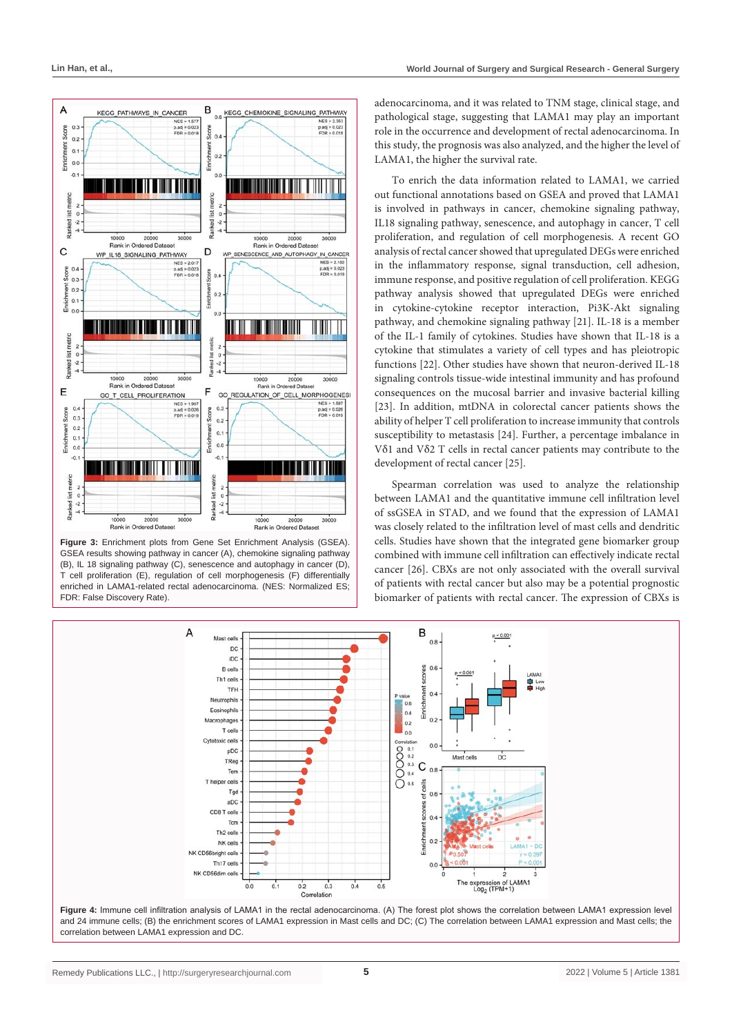Figure 3: Enrichment plots from Gene Set Enrichment Analysis (GSEA). GSEA results showing pathway in cancer (A), chemokine signaling pathway (B), IL 18 signaling pathway (C), senescence and autophagy in cancer (D), T cell proliferation (E), regulation of cell morphogenesis (F) differentially enriched in LAMA1-related rectal adenocarcinoma. (NES: Normalized ES; FDR: False Discovery Rate).

adenocarcinoma, and it was related to TNM stage, clinical stage, and pathological stage, suggesting that LAMA1 may play an important role in the occurrence and development of rectal adenocarcinoma. In this study, the prognosis was also analyzed, and the higher the level of LAMA1, the higher the survival rate.

To enrich the data information related to LAMA1, we carried out functional annotations based on GSEA and proved that LAMA1 is involved in pathways in cancer, chemokine signaling pathway, IL18 signaling pathway, senescence, and autophagy in cancer, T cell proliferation, and regulation of cell morphogenesis. A recent GO analysis of rectal cancer showed that upregulated DEGs were enriched in the inflammatory response, signal transduction, cell adhesion, immune response, and positive regulation of cell proliferation. KEGG pathway analysis showed that upregulated DEGs were enriched in cytokine-cytokine receptor interaction, Pi3K-Akt signaling pathway, and chemokine signaling pathway [21]. IL-18 is a member of the IL-1 family of cytokines. Studies have shown that IL-18 is a cytokine that stimulates a variety of cell types and has pleiotropic functions [22]. Other studies have shown that neuron-derived IL-18 signaling controls tissue-wide intestinal immunity and has profound consequences on the mucosal barrier and invasive bacterial killing [23]. In addition, mtDNA in colorectal cancer patients shows the ability of helper T cell proliferation to increase immunity that controls susceptibility to metastasis [24]. Further, a percentage imbalance in Vδ1 and Vδ2 T cells in rectal cancer patients may contribute to the development of rectal cancer [25].

Spearman correlation was used to analyze the relationship between LAMA1 and the quantitative immune cell infiltration level of ssGSEA in STAD, and we found that the expression of LAMA1 was closely related to the infiltration level of mast cells and dendritic cells. Studies have shown that the integrated gene biomarker group combined with immune cell infiltration can effectively indicate rectal cancer [26]. CBXs are not only associated with the overall survival of patients with rectal cancer but also may be a potential prognostic biomarker of patients with rectal cancer. The expression of CBXs is

Figure 4: Immune cell infiltration analysis of LAMA1 in the rectal adenocarcinoma. (A) The forest plot shows the correlation between LAMA1 expression level and 24 immune cells; (B) the enrichment scores of LAMA1 expression in Mast cells and DC; (C) The correlation between LAMA1 expression and Mast cells; the correlation between LAMA1 expression and DC.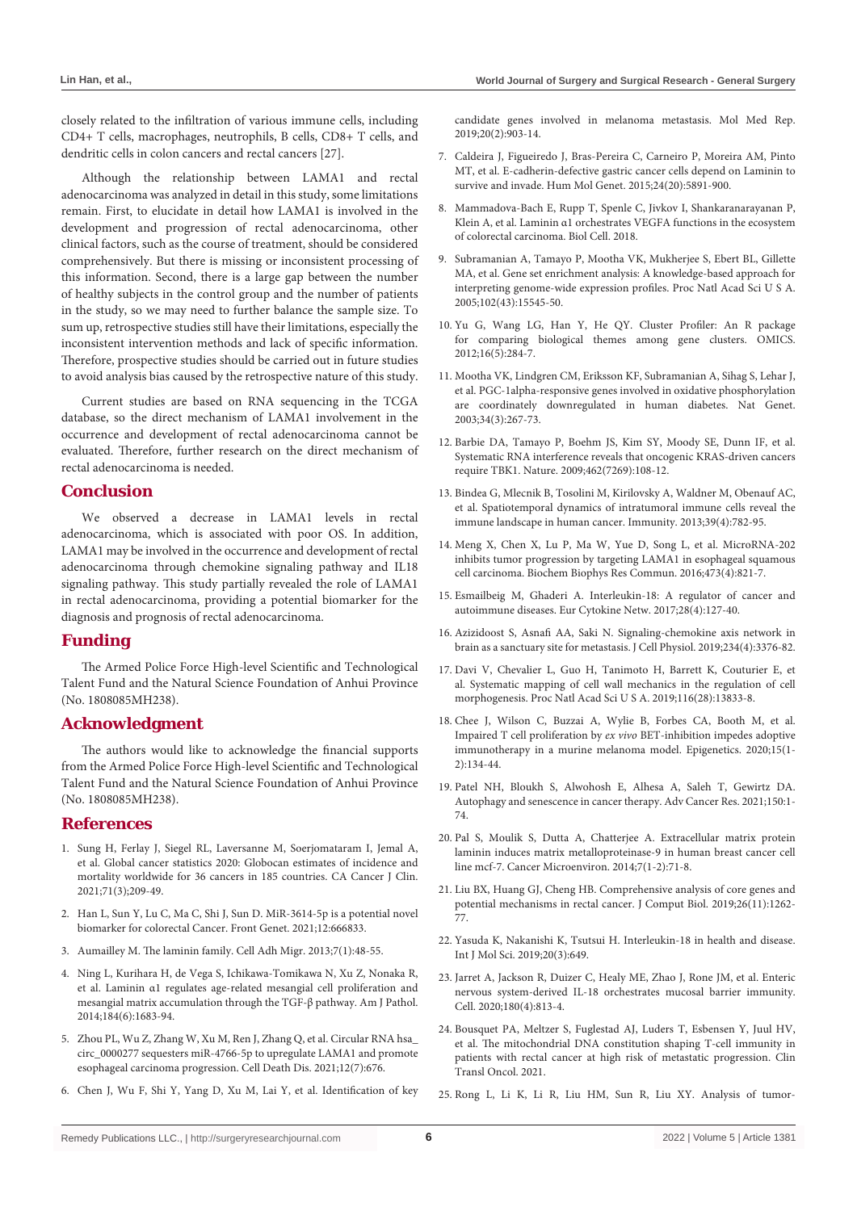closely related to the infiltration of various immune cells, including CD4+ T cells, macrophages, neutrophils, B cells, CD8+ T cells, and dendritic cells in colon cancers and rectal cancers [27].

Although the relationship between LAMA1 and rectal adenocarcinoma was analyzed in detail in this study, some limitations remain. First, to elucidate in detail how LAMA1 is involved in the development and progression of rectal adenocarcinoma, other clinical factors, such as the course of treatment, should be considered comprehensively. But there is missing or inconsistent processing of this information. Second, there is a large gap between the number of healthy subjects in the control group and the number of patients in the study, so we may need to further balance the sample size. To sum up, retrospective studies still have their limitations, especially the inconsistent intervention methods and lack of specific information. Therefore, prospective studies should be carried out in future studies to avoid analysis bias caused by the retrospective nature of this study.

Current studies are based on RNA sequencing in the TCGA database, so the direct mechanism of LAMA1 involvement in the occurrence and development of rectal adenocarcinoma cannot be evaluated. Therefore, further research on the direct mechanism of rectal adenocarcinoma is needed.

## Conclusion

We observed a decrease in LAMA1 levels in rectal adenocarcinoma, which is associated with poor OS. In addition, LAMA1 may be involved in the occurrence and development of rectal adenocarcinoma through chemokine signaling pathway and IL18 signaling pathway. This study partially revealed the role of LAMA1 in rectal adenocarcinoma, providing a potential biomarker for the diagnosis and prognosis of rectal adenocarcinoma.

## Funding

The Armed Police Force High-level Scientific and Technological Talent Fund and the Natural Science Foundation of Anhui Province (No. 1808085MH238).

## Acknowledgment

The authors would like to acknowledge the financial supports from the Armed Police Force High-level Scientific and Technological Talent Fund and the Natural Science Foundation of Anhui Province (No. 1808085MH238).

## References

1. Sung H, Ferlay J, Siegel RL, Laversanne M, Soerjomataram I, Jemal A, et al. Global cancer statistics 2020: Globocan estimates of incidence and mortality worldwide for 36 cancers in 185 countries. CA Cancer J Clin. 2021;71(3);209-49.
2. Han L, Sun Y, Lu C, Ma C, Shi J, Sun D. MiR-3614-5p is a potential novel biomarker for colorectal Cancer. Front Genet. 2021;12:666833.
3. Aumailley M. The laminin family. Cell Adh Migr. 2013;7(1):48-55.
4. Ning L, Kurihara H, de Vega S, Ichikawa-Tomikawa N, Xu Z, Nonaka R, et al. Laminin α1 regulates age-related mesangial cell proliferation and mesangial matrix accumulation through the TGF-β pathway. Am J Pathol. 2014;184(6):1683-94.
5. Zhou PL, Wu Z, Zhang W, Xu M, Ren J, Zhang Q, et al. Circular RNA hsa_circ_0000277 sequesters miR-4766-5p to upregulate LAMA1 and promote esophageal carcinoma progression. Cell Death Dis. 2021;12(7):676.
6. Chen J, Wu F, Shi Y, Yang D, Xu M, Lai Y, et al. Identification of key candidate genes involved in melanoma metastasis. Mol Med Rep. 2019;20(2):903-14.
7. Caldeira J, Figueiredo J, Bras-Pereira C, Carneiro P, Moreira AM, Pinto MT, et al. E-cadherin-defective gastric cancer cells depend on Laminin to survive and invade. Hum Mol Genet. 2015;24(20):5891-900.
8. Mammadova-Bach E, Rupp T, Spenle C, Jivkov I, Shankaranarayanan P, Klein A, et al. Laminin α1 orchestrates VEGFA functions in the ecosystem of colorectal carcinoma. Biol Cell. 2018.
9. Subramanian A, Tamayo P, Mootha VK, Mukherjee S, Ebert BL, Gillette MA, et al. Gene set enrichment analysis: A knowledge-based approach for interpreting genome-wide expression profiles. Proc Natl Acad Sci U S A. 2005;102(43):15545-50.
10. Yu G, Wang LG, Han Y, He QY. Cluster Profiler: An R package for comparing biological themes among gene clusters. OMICS. 2012;16(5):284-7.
11. Mootha VK, Lindgren CM, Eriksson KF, Subramanian A, Sihag S, Lehar J, et al. PGC-1alpha-responsive genes involved in oxidative phosphorylation are coordinately downregulated in human diabetes. Nat Genet. 2003;34(3):267-73.
12. Barbie DA, Tamayo P, Boehm JS, Kim SY, Moody SE, Dunn IF, et al. Systematic RNA interference reveals that oncogenic KRAS-driven cancers require TBK1. Nature. 2009;462(7269):108-12.
13. Bindea G, Mlecnik B, Tosolini M, Kirilovsky A, Waldner M, Obenauf AC, et al. Spatiotemporal dynamics of intratumoral immune cells reveal the immune landscape in human cancer. Immunity. 2013;39(4):782-95.
14. Meng X, Chen X, Lu P, Ma W, Yue D, Song L, et al. MicroRNA-202 inhibits tumor progression by targeting LAMA1 in esophageal squamous cell carcinoma. Biochem Biophys Res Commun. 2016;473(4):821-7.
15. Esmailbeig M, Ghaderi A. Interleukin-18: A regulator of cancer and autoimmune diseases. Eur Cytokine Netw. 2017;28(4):127-40.
16. Azizidoost S, Asnafi AA, Saki N. Signaling-chemokine axis network in brain as a sanctuary site for metastasis. J Cell Physiol. 2019;234(4):3376-82.
17. Davi V, Chevalier L, Guo H, Tanimoto H, Barrett K, Couturier E, et al. Systematic mapping of cell wall mechanics in the regulation of cell morphogenesis. Proc Natl Acad Sci U S A. 2019;116(28):13833-8.
18. Chee J, Wilson C, Buzzai A, Wylie B, Forbes CA, Booth M, et al. Impaired T cell proliferation by *ex vivo* BET-inhibition impedes adoptive immunotherapy in a murine melanoma model. Epigenetics. 2020;15(1-2):134-44.
19. Patel NH, Bloukh S, Alwohosh E, Alhesa A, Saleh T, Gewirtz DA. Autophagy and senescence in cancer therapy. Adv Cancer Res. 2021;150:1-74.
20. Pal S, Moulik S, Dutta A, Chatterjee A. Extracellular matrix protein laminin induces matrix metalloproteinase-9 in human breast cancer cell line mcf-7. Cancer Microenviron. 2014;7(1-2):71-8.
21. Liu BX, Huang GJ, Cheng HB. Comprehensive analysis of core genes and potential mechanisms in rectal cancer. J Comput Biol. 2019;26(11):1262-77.
22. Yasuda K, Nakanishi K, Tsutsui H. Interleukin-18 in health and disease. Int J Mol Sci. 2019;20(3):649.
23. Jarret A, Jackson R, Duizer C, Healy ME, Zhao J, Rone JM, et al. Enteric nervous system-derived IL-18 orchestrates mucosal barrier immunity. Cell. 2020;180(4):813-4.
24. Bousquet PA, Meltzer S, Fuglestad AJ, Luders T, Esbensen Y, Juul HV, et al. The mitochondrial DNA constitution shaping T-cell immunity in patients with rectal cancer at high risk of metastatic progression. Clin Transl Oncol. 2021.
25. Rong L, Li K, Li R, Liu HM, Sun R, Liu XY. Analysis of tumor-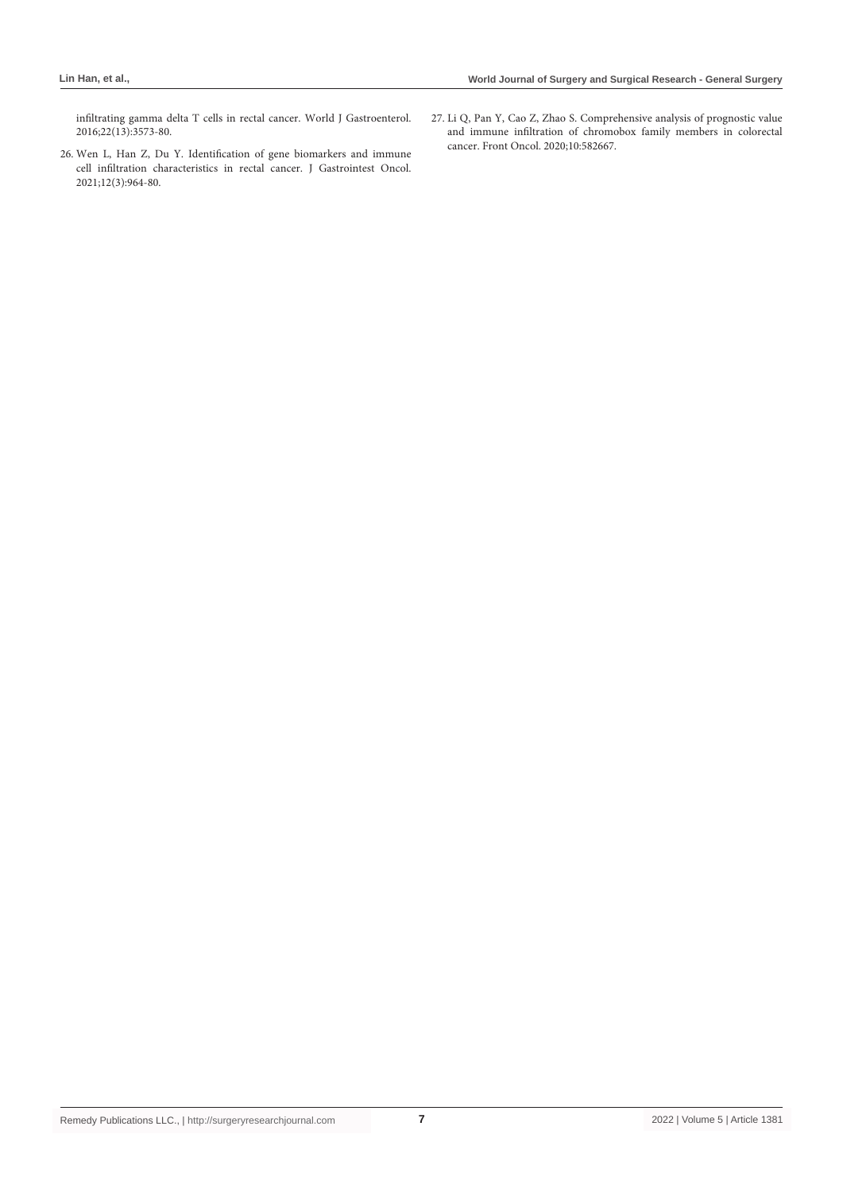infiltrating gamma delta T cells in rectal cancer. World J Gastroenterol. 2016;22(13):3573-80.

26. Wen L, Han Z, Du Y. Identification of gene biomarkers and immune cell infiltration characteristics in rectal cancer. J Gastrointest Oncol. 2021;12(3):964-80.

27. Li Q, Pan Y, Cao Z, Zhao S. Comprehensive analysis of prognostic value and immune infiltration of chromobox family members in colorectal cancer. Front Oncol. 2020;10:582667.